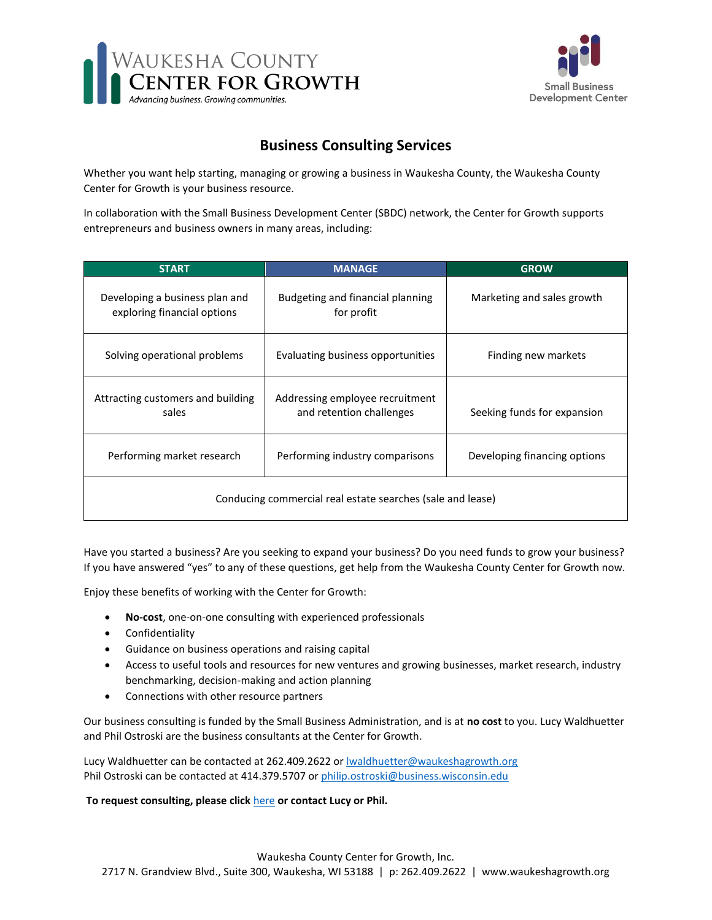# Business Consulting Services

Whether you want help starting, managing or growing a business in Waukesha County, the Waukesha County Center for Growth is your business resource.

In collaboration with the Small Business Development Center (SBDC) network, the Center for Growth supports entrepreneurs and business owners in many areas, including:

| START | MANAGE | GROW |
|---|---|---|
| Developing a business plan and exploring financial options | Budgeting and financial planning for profit | Marketing and sales growth |
| Solving operational problems | Evaluating business opportunities | Finding new markets |
| Attracting customers and building sales | Addressing employee recruitment and retention challenges | Seeking funds for expansion |
| Performing market research | Performing industry comparisons | Developing financing options |
| Conducing commercial real estate searches (sale and lease) | | |

Have you started a business? Are you seeking to expand your business? Do you need funds to grow your business? If you have answered "yes" to any of these questions, get help from the Waukesha County Center for Growth now.

Enjoy these benefits of working with the Center for Growth:

- **No-cost**, one-on-one consulting with experienced professionals
- Confidentiality
- Guidance on business operations and raising capital
- Access to useful tools and resources for new ventures and growing businesses, market research, industry benchmarking, decision-making and action planning
- Connections with other resource partners

Our business consulting is funded by the Small Business Administration, and is at **no cost** to you. Lucy Waldhuetter and Phil Ostroski are the business consultants at the Center for Growth.

Lucy Waldhuetter can be contacted at 262.409.2622 or lwaldhuetter@waukeshagrowth.org
Phil Ostroski can be contacted at 414.379.5707 or philip.ostroski@business.wisconsin.edu

**To request consulting, please click here or contact Lucy or Phil.**

Waukesha County Center for Growth, Inc.
2717 N. Grandview Blvd., Suite 300, Waukesha, WI 53188 | p: 262.409.2622 | www.waukeshagrowth.org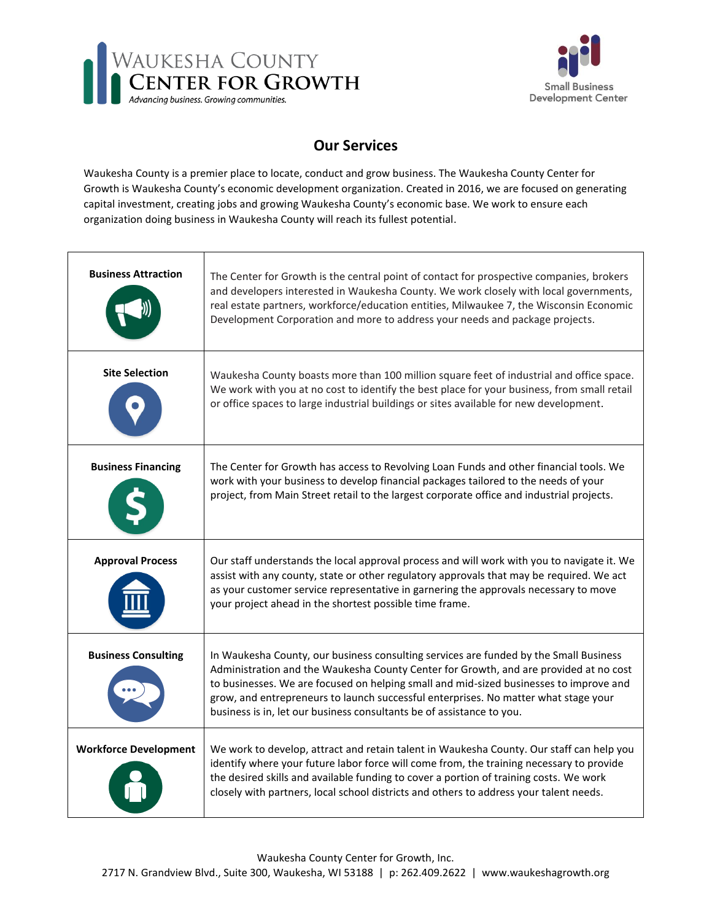WAUKESHA COUNTY
CENTER FOR GROWTH
*Advancing business. Growing communities.*

Small Business Development Center

## Our Services

Waukesha County is a premier place to locate, conduct and grow business. The Waukesha County Center for Growth is Waukesha County's economic development organization. Created in 2016, we are focused on generating capital investment, creating jobs and growing Waukesha County's economic base. We work to ensure each organization doing business in Waukesha County will reach its fullest potential.

| | |
|---|---|
| **Business Attraction** | The Center for Growth is the central point of contact for prospective companies, brokers and developers interested in Waukesha County. We work closely with local governments, real estate partners, workforce/education entities, Milwaukee 7, the Wisconsin Economic Development Corporation and more to address your needs and package projects. |
| **Site Selection** | Waukesha County boasts more than 100 million square feet of industrial and office space. We work with you at no cost to identify the best place for your business, from small retail or office spaces to large industrial buildings or sites available for new development. |
| **Business Financing** | The Center for Growth has access to Revolving Loan Funds and other financial tools. We work with your business to develop financial packages tailored to the needs of your project, from Main Street retail to the largest corporate office and industrial projects. |
| **Approval Process** | Our staff understands the local approval process and will work with you to navigate it. We assist with any county, state or other regulatory approvals that may be required. We act as your customer service representative in garnering the approvals necessary to move your project ahead in the shortest possible time frame. |
| **Business Consulting** | In Waukesha County, our business consulting services are funded by the Small Business Administration and the Waukesha County Center for Growth, and are provided at no cost to businesses. We are focused on helping small and mid-sized businesses to improve and grow, and entrepreneurs to launch successful enterprises. No matter what stage your business is in, let our business consultants be of assistance to you. |
| **Workforce Development** | We work to develop, attract and retain talent in Waukesha County. Our staff can help you identify where your future labor force will come from, the training necessary to provide the desired skills and available funding to cover a portion of training costs. We work closely with partners, local school districts and others to address your talent needs. |

Waukesha County Center for Growth, Inc.
2717 N. Grandview Blvd., Suite 300, Waukesha, WI 53188 | p: 262.409.2622 | www.waukeshagrowth.org